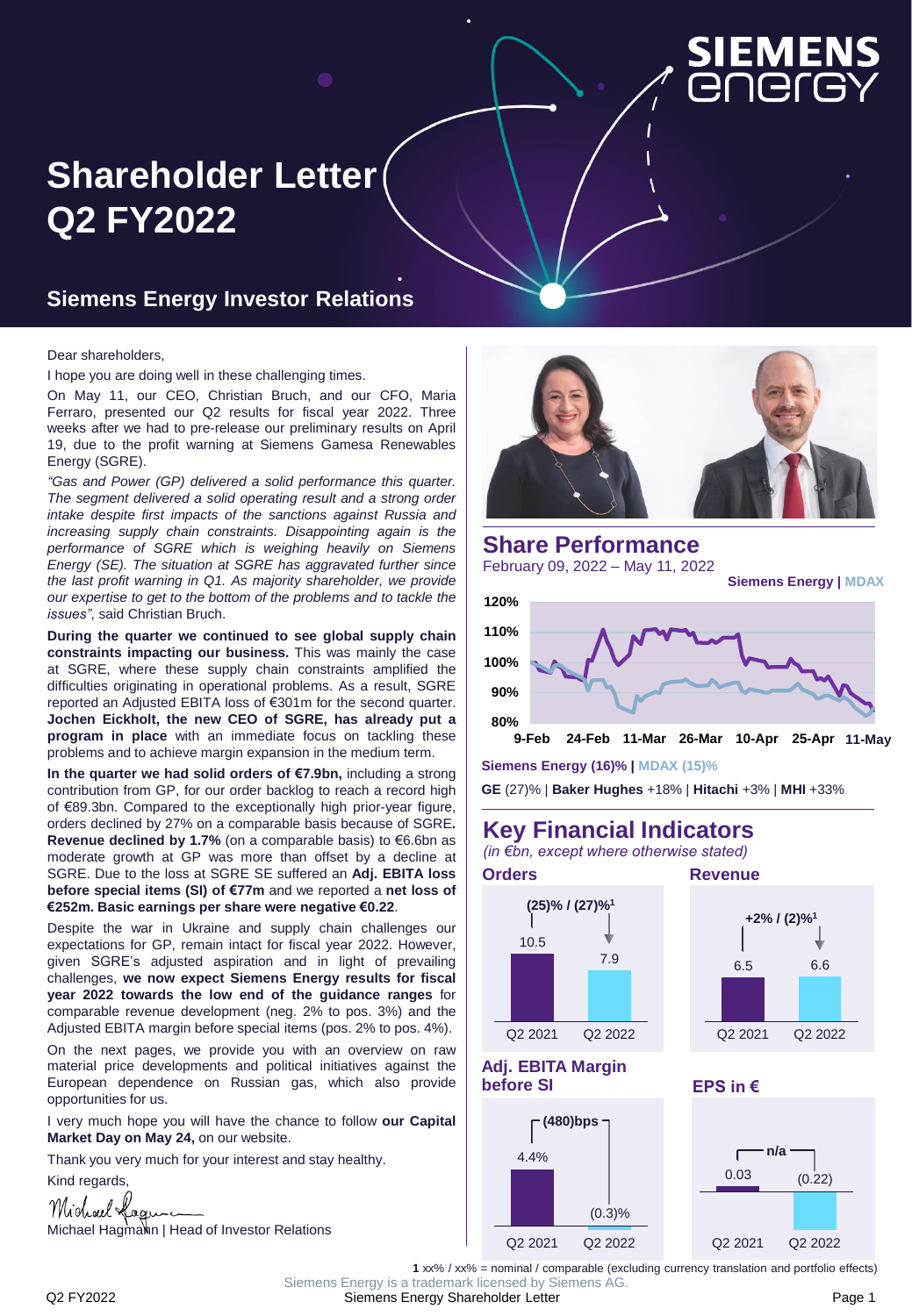# Shareholder Letter Q2 FY2022

## Siemens Energy Investor Relations

Dear shareholders,

I hope you are doing well in these challenging times.

On May 11, our CEO, Christian Bruch, and our CFO, Maria Ferraro, presented our Q2 results for fiscal year 2022. Three weeks after we had to pre-release our preliminary results on April 19, due to the profit warning at Siemens Gamesa Renewables Energy (SGRE).

*"Gas and Power (GP) delivered a solid performance this quarter. The segment delivered a solid operating result and a strong order intake despite first impacts of the sanctions against Russia and increasing supply chain constraints. Disappointing again is the performance of SGRE which is weighing heavily on Siemens Energy (SE). The situation at SGRE has aggravated further since the last profit warning in Q1. As majority shareholder, we provide our expertise to get to the bottom of the problems and to tackle the issues"*, said Christian Bruch.

**During the quarter we continued to see global supply chain constraints impacting our business.** This was mainly the case at SGRE, where these supply chain constraints amplified the difficulties originating in operational problems. As a result, SGRE reported an Adjusted EBITA loss of €301m for the second quarter. **Jochen Eickholt, the new CEO of SGRE, has already put a program in place** with an immediate focus on tackling these problems and to achieve margin expansion in the medium term.

**In the quarter we had solid orders of €7.9bn,** including a strong contribution from GP, for our order backlog to reach a record high of €89.3bn. Compared to the exceptionally high prior-year figure, orders declined by 27% on a comparable basis because of SGRE**. Revenue declined by 1.7%** (on a comparable basis) to €6.6bn as moderate growth at GP was more than offset by a decline at SGRE. Due to the loss at SGRE SE suffered an **Adj. EBITA loss before special items (SI) of €77m** and we reported a **net loss of €252m. Basic earnings per share were negative €0.22**.

Despite the war in Ukraine and supply chain challenges our expectations for GP, remain intact for fiscal year 2022. However, given SGRE's adjusted aspiration and in light of prevailing challenges, **we now expect Siemens Energy results for fiscal year 2022 towards the low end of the guidance ranges** for comparable revenue development (neg. 2% to pos. 3%) and the Adjusted EBITA margin before special items (pos. 2% to pos. 4%).

On the next pages, we provide you with an overview on raw material price developments and political initiatives against the European dependence on Russian gas, which also provide opportunities for us.

I very much hope you will have the chance to follow **our Capital Market Day on May 24,** on our website.

Thank you very much for your interest and stay healthy.

Kind regards,

Michael Hagmann | Head of Investor Relations

## Share Performance

February 09, 2022 – May 11, 2022

Siemens Energy | MDAX

Siemens Energy (16)% | MDAX (15)%

**GE** (27)% | **Baker Hughes** +18% | **Hitachi** +3% | **MHI** +33%

## Key Financial Indicators

*(in €bn, except where otherwise stated)*

| | Q2 2021 | Q2 2022 | Change |
|---|---|---|---|
| **Orders** | 10.5 | 7.9 | (25)% / (27)%[1] |
| **Revenue** | 6.5 | 6.6 | +2% / (2)%[1] |
| **Adj. EBITA Margin before SI** | 4.4% | (0.3)% | (480)bps |
| **EPS in €** | 0.03 | (0.22) | n/a |

[1] xx% / xx% = nominal / comparable (excluding currency translation and portfolio effects)

Siemens Energy is a trademark licensed by Siemens AG.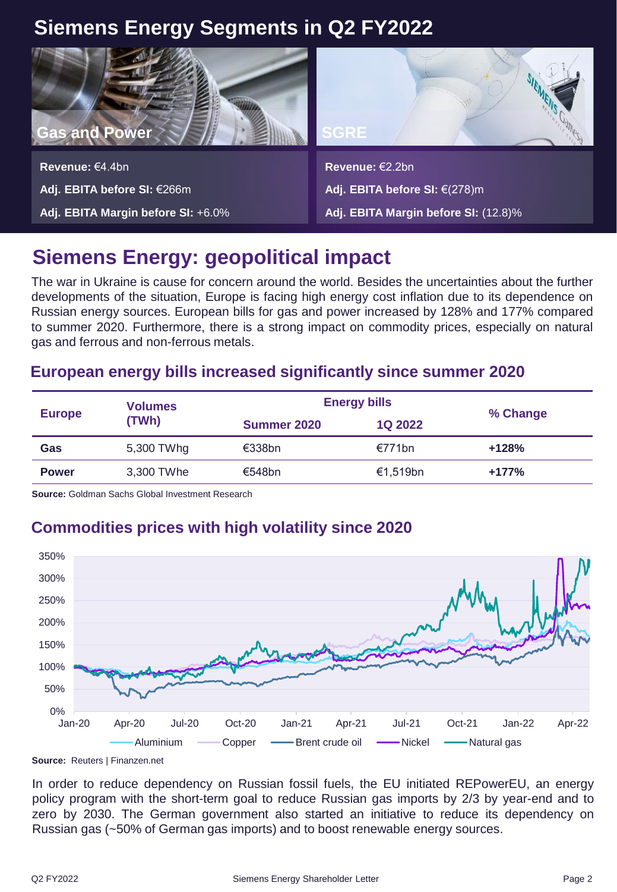# Siemens Energy Segments in Q2 FY2022

**Gas and Power**

**Revenue:** €4.4bn

**Adj. EBITA before SI:** €266m

**Adj. EBITA Margin before SI:** +6.0%

**SGRE**

**Revenue:** €2.2bn

**Adj. EBITA before SI:** €(278)m

**Adj. EBITA Margin before SI:** (12.8)%

## Siemens Energy: geopolitical impact

The war in Ukraine is cause for concern around the world. Besides the uncertainties about the further developments of the situation, Europe is facing high energy cost inflation due to its dependence on Russian energy sources. European bills for gas and power increased by 128% and 177% compared to summer 2020. Furthermore, there is a strong impact on commodity prices, especially on natural gas and ferrous and non-ferrous metals.

### European energy bills increased significantly since summer 2020

| Europe | Volumes (TWh) | Energy bills | | % Change |
|---|---|---|---|---|
| | | Summer 2020 | 1Q 2022 | |
| **Gas** | 5,300 TWhg | €338bn | €771bn | **+128%** |
| **Power** | 3,300 TWhe | €548bn | €1,519bn | **+177%** |

**Source:** Goldman Sachs Global Investment Research

### Commodities prices with high volatility since 2020

**Source:** Reuters | Finanzen.net

In order to reduce dependency on Russian fossil fuels, the EU initiated REPowerEU, an energy policy program with the short-term goal to reduce Russian gas imports by 2/3 by year-end and to zero by 2030. The German government also started an initiative to reduce its dependency on Russian gas (~50% of German gas imports) and to boost renewable energy sources.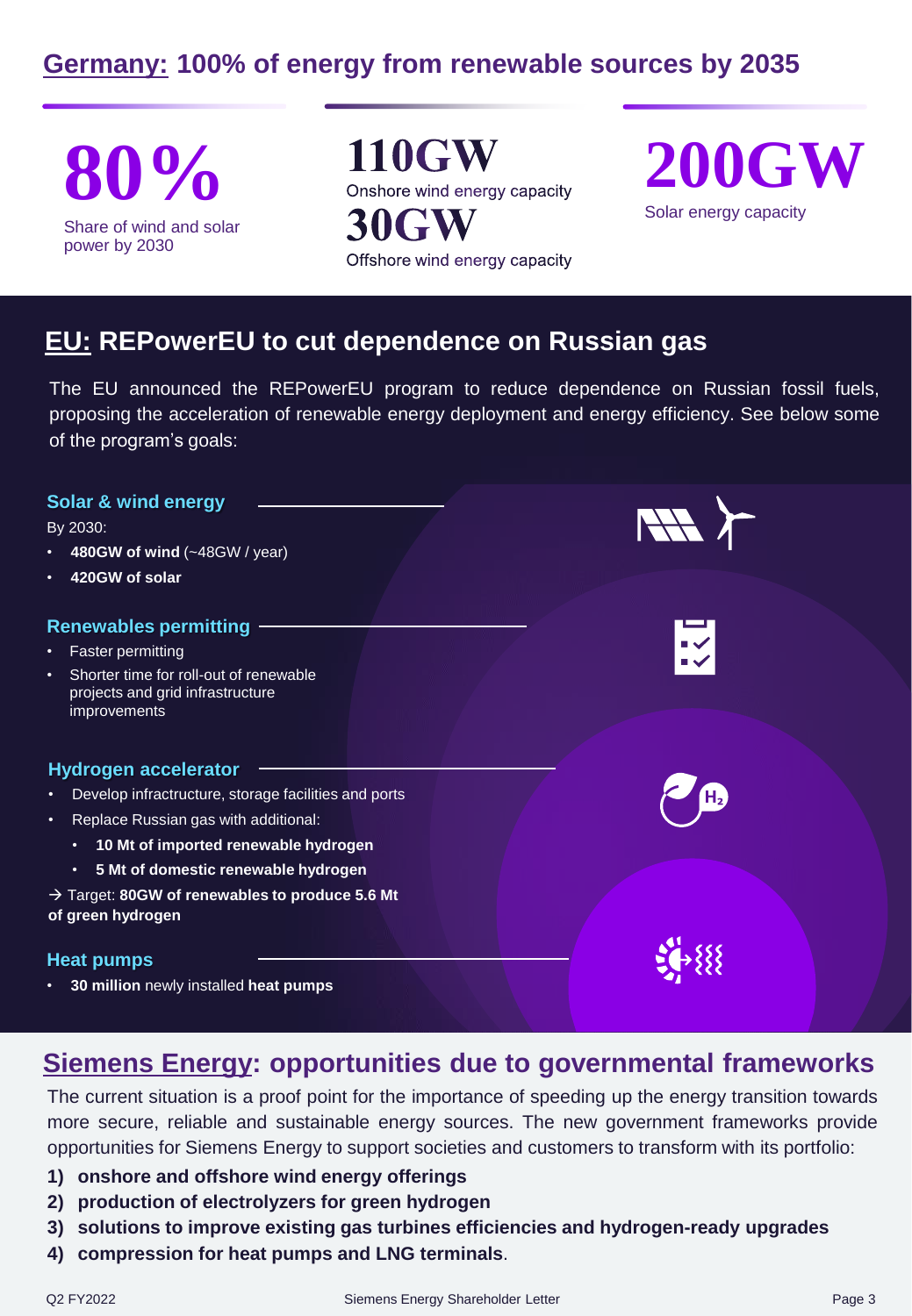## Germany: 100% of energy from renewable sources by 2035

**80%**

Share of wind and solar power by 2030

**110GW**

Onshore wind energy capacity

**30GW**

Offshore wind energy capacity

**200GW**

Solar energy capacity

## EU: REPowerEU to cut dependence on Russian gas

The EU announced the REPowerEU program to reduce dependence on Russian fossil fuels, proposing the acceleration of renewable energy deployment and energy efficiency. See below some of the program's goals:

### Solar & wind energy

By 2030:

- **480GW of wind** (~48GW / year)
- **420GW of solar**

### Renewables permitting

- Faster permitting
- Shorter time for roll-out of renewable projects and grid infrastructure improvements

### Hydrogen accelerator

- Develop infractructure, storage facilities and ports
- Replace Russian gas with additional:
  - **10 Mt of imported renewable hydrogen**
  - **5 Mt of domestic renewable hydrogen**

→ Target: **80GW of renewables to produce 5.6 Mt of green hydrogen**

### Heat pumps

- **30 million** newly installed **heat pumps**

## Siemens Energy: opportunities due to governmental frameworks

The current situation is a proof point for the importance of speeding up the energy transition towards more secure, reliable and sustainable energy sources. The new government frameworks provide opportunities for Siemens Energy to support societies and customers to transform with its portfolio:

1) **onshore and offshore wind energy offerings**
2) **production of electrolyzers for green hydrogen**
3) **solutions to improve existing gas turbines efficiencies and hydrogen-ready upgrades**
4) **compression for heat pumps and LNG terminals**.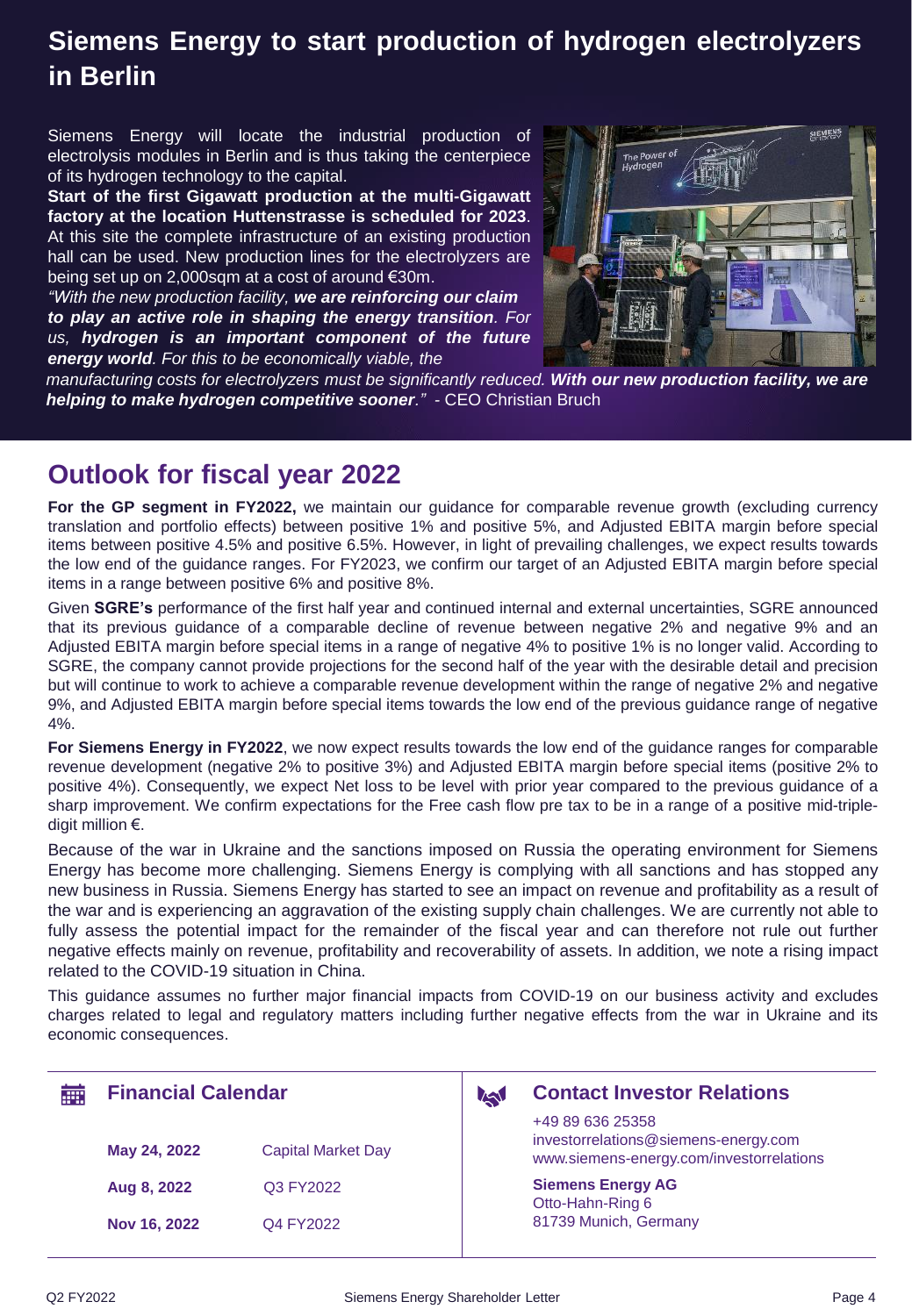# Siemens Energy to start production of hydrogen electrolyzers in Berlin

Siemens Energy will locate the industrial production of electrolysis modules in Berlin and is thus taking the centerpiece of its hydrogen technology to the capital.

**Start of the first Gigawatt production at the multi-Gigawatt factory at the location Huttenstrasse is scheduled for 2023**. At this site the complete infrastructure of an existing production hall can be used. New production lines for the electrolyzers are being set up on 2,000sqm at a cost of around €30m.

*"With the new production facility, **we are reinforcing our claim to play an active role in shaping the energy transition**. For us, **hydrogen is an important component of the future energy world**. For this to be economically viable, the manufacturing costs for electrolyzers must be significantly reduced. **With our new production facility, we are helping to make hydrogen competitive sooner**."* - CEO Christian Bruch

## Outlook for fiscal year 2022

**For the GP segment in FY2022,** we maintain our guidance for comparable revenue growth (excluding currency translation and portfolio effects) between positive 1% and positive 5%, and Adjusted EBITA margin before special items between positive 4.5% and positive 6.5%. However, in light of prevailing challenges, we expect results towards the low end of the guidance ranges. For FY2023, we confirm our target of an Adjusted EBITA margin before special items in a range between positive 6% and positive 8%.

Given **SGRE's** performance of the first half year and continued internal and external uncertainties, SGRE announced that its previous guidance of a comparable decline of revenue between negative 2% and negative 9% and an Adjusted EBITA margin before special items in a range of negative 4% to positive 1% is no longer valid. According to SGRE, the company cannot provide projections for the second half of the year with the desirable detail and precision but will continue to work to achieve a comparable revenue development within the range of negative 2% and negative 9%, and Adjusted EBITA margin before special items towards the low end of the previous guidance range of negative 4%.

**For Siemens Energy in FY2022**, we now expect results towards the low end of the guidance ranges for comparable revenue development (negative 2% to positive 3%) and Adjusted EBITA margin before special items (positive 2% to positive 4%). Consequently, we expect Net loss to be level with prior year compared to the previous guidance of a sharp improvement. We confirm expectations for the Free cash flow pre tax to be in a range of a positive mid-triple-digit million €.

Because of the war in Ukraine and the sanctions imposed on Russia the operating environment for Siemens Energy has become more challenging. Siemens Energy is complying with all sanctions and has stopped any new business in Russia. Siemens Energy has started to see an impact on revenue and profitability as a result of the war and is experiencing an aggravation of the existing supply chain challenges. We are currently not able to fully assess the potential impact for the remainder of the fiscal year and can therefore not rule out further negative effects mainly on revenue, profitability and recoverability of assets. In addition, we note a rising impact related to the COVID-19 situation in China.

This guidance assumes no further major financial impacts from COVID-19 on our business activity and excludes charges related to legal and regulatory matters including further negative effects from the war in Ukraine and its economic consequences.

### Financial Calendar

| Date | Event |
| --- | --- |
| **May 24, 2022** | Capital Market Day |
| **Aug 8, 2022** | Q3 FY2022 |
| **Nov 16, 2022** | Q4 FY2022 |

### Contact Investor Relations

+49 89 636 25358
investorrelations@siemens-energy.com
www.siemens-energy.com/investorrelations

**Siemens Energy AG**
Otto-Hahn-Ring 6
81739 Munich, Germany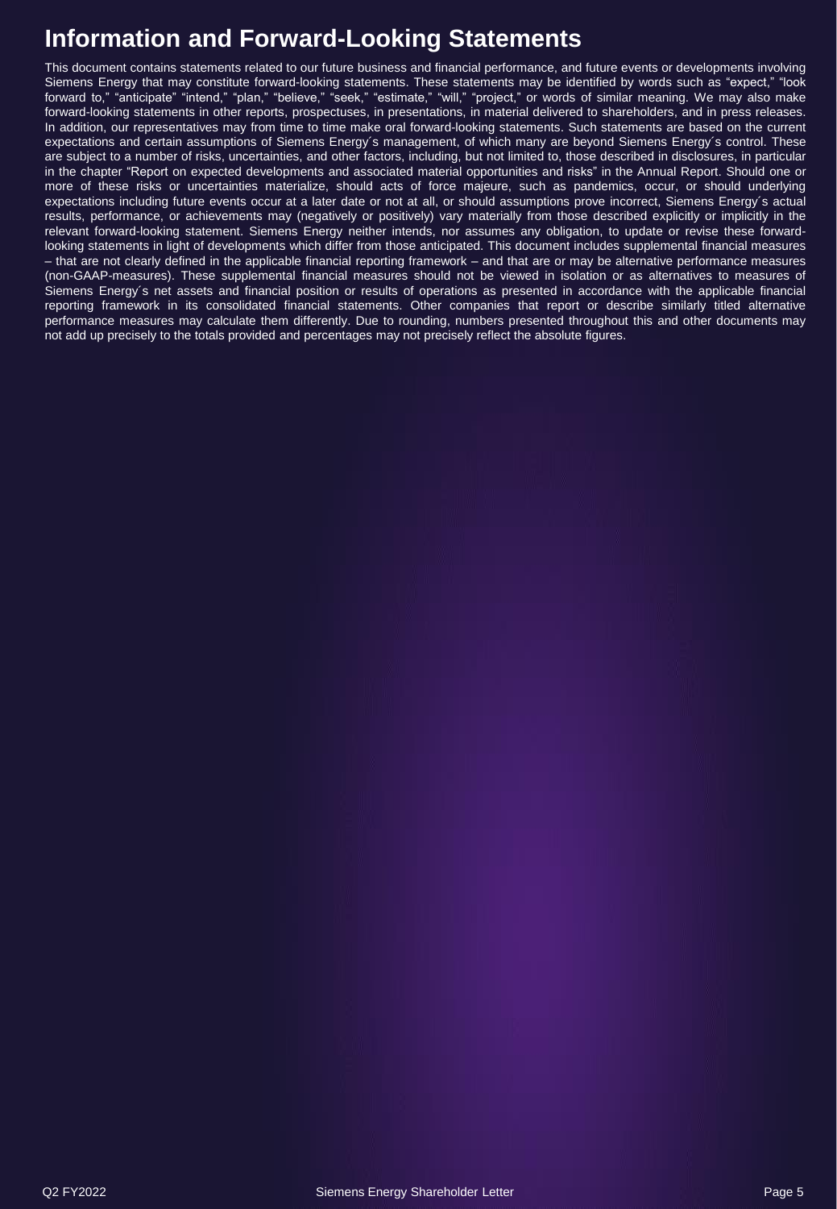# Information and Forward-Looking Statements

This document contains statements related to our future business and financial performance, and future events or developments involving Siemens Energy that may constitute forward-looking statements. These statements may be identified by words such as "expect," "look forward to," "anticipate" "intend," "plan," "believe," "seek," "estimate," "will," "project," or words of similar meaning. We may also make forward-looking statements in other reports, prospectuses, in presentations, in material delivered to shareholders, and in press releases. In addition, our representatives may from time to time make oral forward-looking statements. Such statements are based on the current expectations and certain assumptions of Siemens Energy´s management, of which many are beyond Siemens Energy´s control. These are subject to a number of risks, uncertainties, and other factors, including, but not limited to, those described in disclosures, in particular in the chapter "Report on expected developments and associated material opportunities and risks" in the Annual Report. Should one or more of these risks or uncertainties materialize, should acts of force majeure, such as pandemics, occur, or should underlying expectations including future events occur at a later date or not at all, or should assumptions prove incorrect, Siemens Energy´s actual results, performance, or achievements may (negatively or positively) vary materially from those described explicitly or implicitly in the relevant forward-looking statement. Siemens Energy neither intends, nor assumes any obligation, to update or revise these forward-looking statements in light of developments which differ from those anticipated. This document includes supplemental financial measures – that are not clearly defined in the applicable financial reporting framework – and that are or may be alternative performance measures (non-GAAP-measures). These supplemental financial measures should not be viewed in isolation or as alternatives to measures of Siemens Energy´s net assets and financial position or results of operations as presented in accordance with the applicable financial reporting framework in its consolidated financial statements. Other companies that report or describe similarly titled alternative performance measures may calculate them differently. Due to rounding, numbers presented throughout this and other documents may not add up precisely to the totals provided and percentages may not precisely reflect the absolute figures.